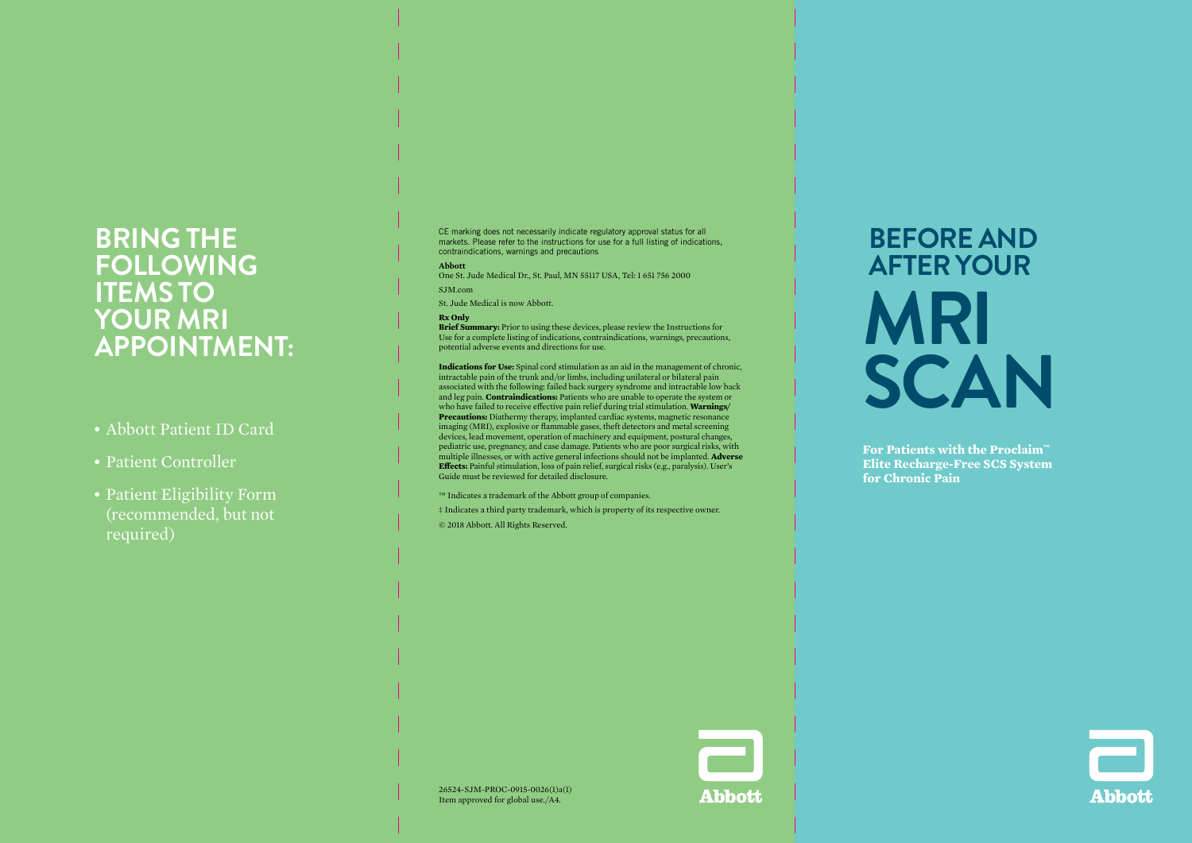# BRING THE FOLLOWING ITEMS TO YOUR MRI APPOINTMENT:

- Abbott Patient ID Card
- Patient Controller
- Patient Eligibility Form (recommended, but not required)

CE marking does not necessarily indicate regulatory approval status for all markets. Please refer to the instructions for use for a full listing of indications, contraindications, warnings and precautions

**Abbott**
One St. Jude Medical Dr., St. Paul, MN 55117 USA, Tel: 1 651 756 2000

SJM.com

St. Jude Medical is now Abbott.

**Rx Only**
**Brief Summary:** Prior to using these devices, please review the Instructions for Use for a complete listing of indications, contraindications, warnings, precautions, potential adverse events and directions for use.

**Indications for Use:** Spinal cord stimulation as an aid in the management of chronic, intractable pain of the trunk and/or limbs, including unilateral or bilateral pain associated with the following: failed back surgery syndrome and intractable low back and leg pain. **Contraindications:** Patients who are unable to operate the system or who have failed to receive effective pain relief during trial stimulation. **Warnings/Precautions:** Diathermy therapy, implanted cardiac systems, magnetic resonance imaging (MRI), explosive or flammable gases, theft detectors and metal screening devices, lead movement, operation of machinery and equipment, postural changes, pediatric use, pregnancy, and case damage. Patients who are poor surgical risks, with multiple illnesses, or with active general infections should not be implanted. **Adverse Effects:** Painful stimulation, loss of pain relief, surgical risks (e.g., paralysis). User's Guide must be reviewed for detailed disclosure.

™ Indicates a trademark of the Abbott group of companies.

‡ Indicates a third party trademark, which is property of its respective owner.

© 2018 Abbott. All Rights Reserved.

26524-SJM-PROC-0915-0026(1)a(1)
Item approved for global use./A4.

Abbott

# BEFORE AND AFTER YOUR MRI SCAN

**For Patients with the Proclaim™ Elite Recharge-Free SCS System for Chronic Pain**

Abbott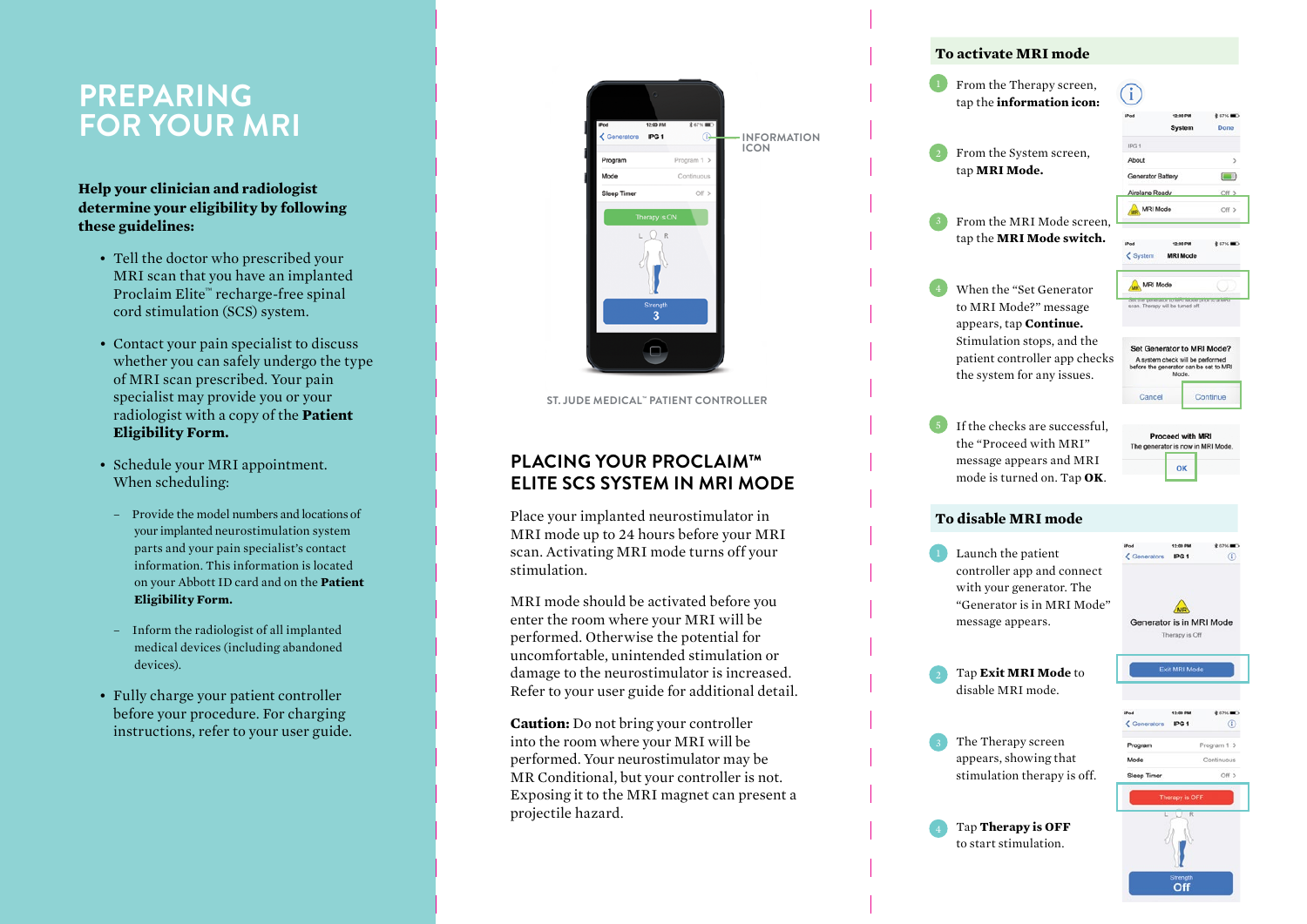# PREPARING FOR YOUR MRI

**Help your clinician and radiologist determine your eligibility by following these guidelines:**

- Tell the doctor who prescribed your MRI scan that you have an implanted Proclaim Elite™ recharge-free spinal cord stimulation (SCS) system.
- Contact your pain specialist to discuss whether you can safely undergo the type of MRI scan prescribed. Your pain specialist may provide you or your radiologist with a copy of the **Patient Eligibility Form.**
- Schedule your MRI appointment. When scheduling:
  - Provide the model numbers and locations of your implanted neurostimulation system parts and your pain specialist's contact information. This information is located on your Abbott ID card and on the **Patient Eligibility Form.**
  - Inform the radiologist of all implanted medical devices (including abandoned devices).
- Fully charge your patient controller before your procedure. For charging instructions, refer to your user guide.

INFORMATION ICON

ST. JUDE MEDICAL™ PATIENT CONTROLLER

## PLACING YOUR PROCLAIM™ ELITE SCS SYSTEM IN MRI MODE

Place your implanted neurostimulator in MRI mode up to 24 hours before your MRI scan. Activating MRI mode turns off your stimulation.

MRI mode should be activated before you enter the room where your MRI will be performed. Otherwise the potential for uncomfortable, unintended stimulation or damage to the neurostimulator is increased. Refer to your user guide for additional detail.

**Caution:** Do not bring your controller into the room where your MRI will be performed. Your neurostimulator may be MR Conditional, but your controller is not. Exposing it to the MRI magnet can present a projectile hazard.

### To activate MRI mode

1. From the Therapy screen, tap the **information icon:**
2. From the System screen, tap **MRI Mode.**
3. From the MRI Mode screen, tap the **MRI Mode switch.**
4. When the "Set Generator to MRI Mode?" message appears, tap **Continue.** Stimulation stops, and the patient controller app checks the system for any issues.
5. If the checks are successful, the "Proceed with MRI" message appears and MRI mode is turned on. Tap **OK.**

### To disable MRI mode

1. Launch the patient controller app and connect with your generator. The "Generator is in MRI Mode" message appears.
2. Tap **Exit MRI Mode** to disable MRI mode.
3. The Therapy screen appears, showing that stimulation therapy is off.
4. Tap **Therapy is OFF** to start stimulation.